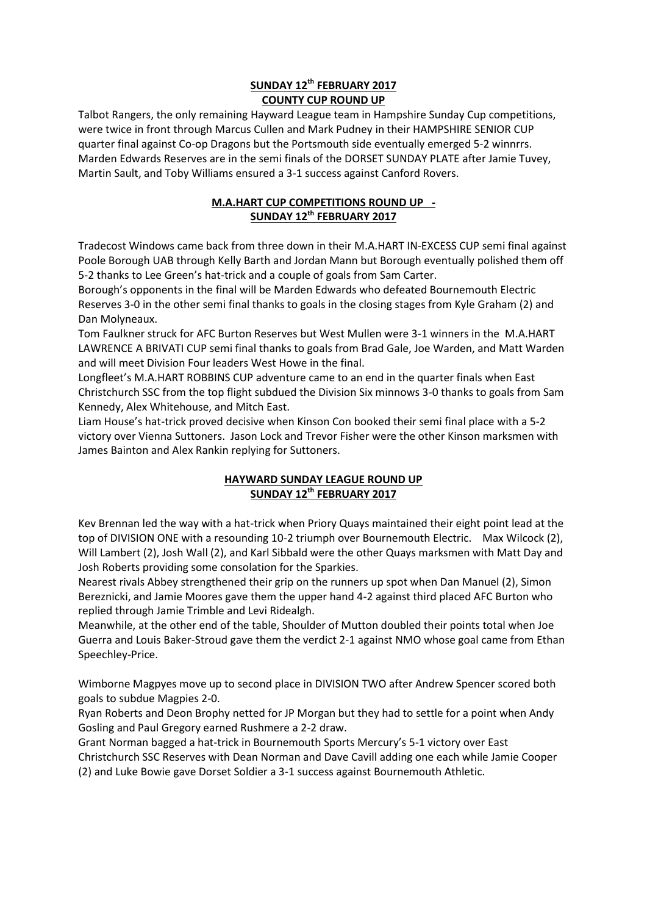## SUNDAY 12th FEBRUARY 2017
## COUNTY CUP ROUND UP

Talbot Rangers, the only remaining Hayward League team in Hampshire Sunday Cup competitions, were twice in front through Marcus Cullen and Mark Pudney in their HAMPSHIRE SENIOR CUP quarter final against Co-op Dragons but the Portsmouth side eventually emerged 5-2 winnrrs. Marden Edwards Reserves are in the semi finals of the DORSET SUNDAY PLATE after Jamie Tuvey, Martin Sault, and Toby Williams ensured a 3-1 success against Canford Rovers.

## M.A.HART CUP COMPETITIONS ROUND UP -
## SUNDAY 12th FEBRUARY 2017

Tradecost Windows came back from three down in their M.A.HART IN-EXCESS CUP semi final against Poole Borough UAB through Kelly Barth and Jordan Mann but Borough eventually polished them off 5-2 thanks to Lee Green's hat-trick and a couple of goals from Sam Carter.

Borough's opponents in the final will be Marden Edwards who defeated Bournemouth Electric Reserves 3-0 in the other semi final thanks to goals in the closing stages from Kyle Graham (2) and Dan Molyneaux.

Tom Faulkner struck for AFC Burton Reserves but West Mullen were 3-1 winners in the M.A.HART LAWRENCE A BRIVATI CUP semi final thanks to goals from Brad Gale, Joe Warden, and Matt Warden and will meet Division Four leaders West Howe in the final.

Longfleet's M.A.HART ROBBINS CUP adventure came to an end in the quarter finals when East Christchurch SSC from the top flight subdued the Division Six minnows 3-0 thanks to goals from Sam Kennedy, Alex Whitehouse, and Mitch East.

Liam House's hat-trick proved decisive when Kinson Con booked their semi final place with a 5-2 victory over Vienna Suttoners. Jason Lock and Trevor Fisher were the other Kinson marksmen with James Bainton and Alex Rankin replying for Suttoners.

## HAYWARD SUNDAY LEAGUE ROUND UP
## SUNDAY 12th FEBRUARY 2017

Kev Brennan led the way with a hat-trick when Priory Quays maintained their eight point lead at the top of DIVISION ONE with a resounding 10-2 triumph over Bournemouth Electric. Max Wilcock (2), Will Lambert (2), Josh Wall (2), and Karl Sibbald were the other Quays marksmen with Matt Day and Josh Roberts providing some consolation for the Sparkies.

Nearest rivals Abbey strengthened their grip on the runners up spot when Dan Manuel (2), Simon Bereznicki, and Jamie Moores gave them the upper hand 4-2 against third placed AFC Burton who replied through Jamie Trimble and Levi Ridealgh.

Meanwhile, at the other end of the table, Shoulder of Mutton doubled their points total when Joe Guerra and Louis Baker-Stroud gave them the verdict 2-1 against NMO whose goal came from Ethan Speechley-Price.

Wimborne Magpyes move up to second place in DIVISION TWO after Andrew Spencer scored both goals to subdue Magpies 2-0.

Ryan Roberts and Deon Brophy netted for JP Morgan but they had to settle for a point when Andy Gosling and Paul Gregory earned Rushmere a 2-2 draw.

Grant Norman bagged a hat-trick in Bournemouth Sports Mercury's 5-1 victory over East Christchurch SSC Reserves with Dean Norman and Dave Cavill adding one each while Jamie Cooper (2) and Luke Bowie gave Dorset Soldier a 3-1 success against Bournemouth Athletic.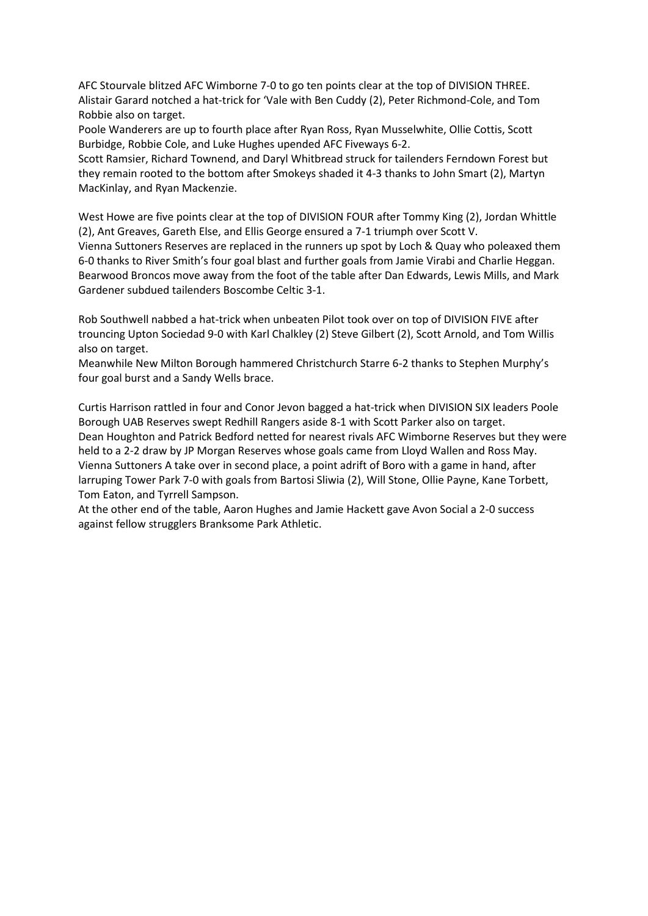AFC Stourvale blitzed AFC Wimborne 7-0 to go ten points clear at the top of DIVISION THREE. Alistair Garard notched a hat-trick for 'Vale with Ben Cuddy (2), Peter Richmond-Cole, and Tom Robbie also on target.
Poole Wanderers are up to fourth place after Ryan Ross, Ryan Musselwhite, Ollie Cottis, Scott Burbidge, Robbie Cole, and Luke Hughes upended AFC Fiveways 6-2.
Scott Ramsier, Richard Townend, and Daryl Whitbread struck for tailenders Ferndown Forest but they remain rooted to the bottom after Smokeys shaded it 4-3 thanks to John Smart (2), Martyn MacKinlay, and Ryan Mackenzie.

West Howe are five points clear at the top of DIVISION FOUR after Tommy King (2), Jordan Whittle (2), Ant Greaves, Gareth Else, and Ellis George ensured a 7-1 triumph over Scott V.
Vienna Suttoners Reserves are replaced in the runners up spot by Loch & Quay who poleaxed them 6-0 thanks to River Smith's four goal blast and further goals from Jamie Virabi and Charlie Heggan.
Bearwood Broncos move away from the foot of the table after Dan Edwards, Lewis Mills, and Mark Gardener subdued tailenders Boscombe Celtic 3-1.

Rob Southwell nabbed a hat-trick when unbeaten Pilot took over on top of DIVISION FIVE after trouncing Upton Sociedad 9-0 with Karl Chalkley (2) Steve Gilbert (2), Scott Arnold, and Tom Willis also on target.
Meanwhile New Milton Borough hammered Christchurch Starre 6-2 thanks to Stephen Murphy's four goal burst and a Sandy Wells brace.

Curtis Harrison rattled in four and Conor Jevon bagged a hat-trick when DIVISION SIX leaders Poole Borough UAB Reserves swept Redhill Rangers aside 8-1 with Scott Parker also on target.
Dean Houghton and Patrick Bedford netted for nearest rivals AFC Wimborne Reserves but they were held to a 2-2 draw by JP Morgan Reserves whose goals came from Lloyd Wallen and Ross May.
Vienna Suttoners A take over in second place, a point adrift of Boro with a game in hand, after larruping Tower Park 7-0 with goals from Bartosi Sliwia (2), Will Stone, Ollie Payne, Kane Torbett, Tom Eaton, and Tyrrell Sampson.
At the other end of the table, Aaron Hughes and Jamie Hackett gave Avon Social a 2-0 success against fellow strugglers Branksome Park Athletic.